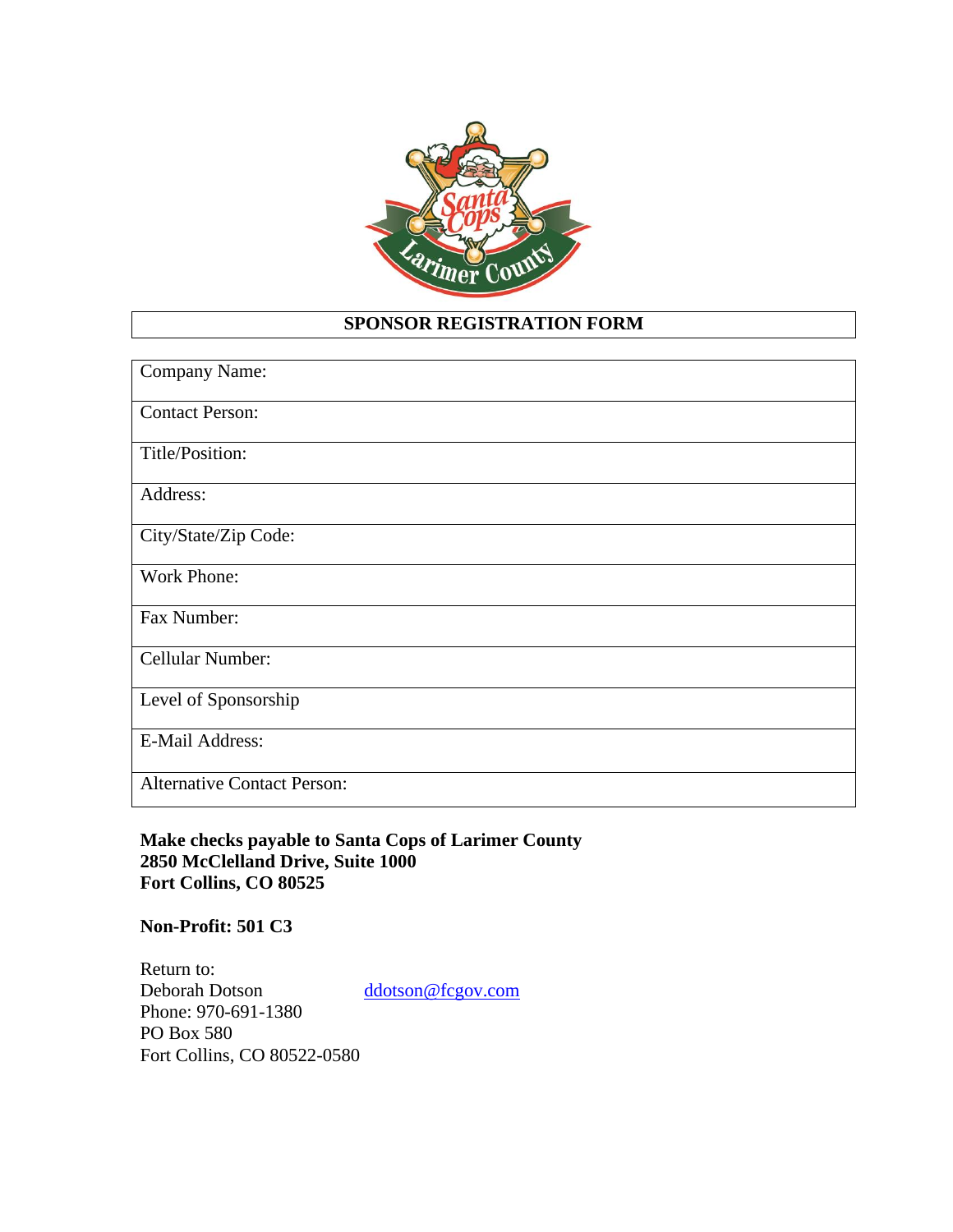# SPONSOR REGISTRATION FORM

| Company Name: |
|---|
| Contact Person: |
| Title/Position: |
| Address: |
| City/State/Zip Code: |
| Work Phone: |
| Fax Number: |
| Cellular Number: |
| Level of Sponsorship |
| E-Mail Address: |
| Alternative Contact Person: |

**Make checks payable to Santa Cops of Larimer County**
**2850 McClelland Drive, Suite 1000**
**Fort Collins, CO 80525**

**Non-Profit: 501 C3**

Return to:
Deborah Dotson ddotson@fcgov.com
Phone: 970-691-1380
PO Box 580
Fort Collins, CO 80522-0580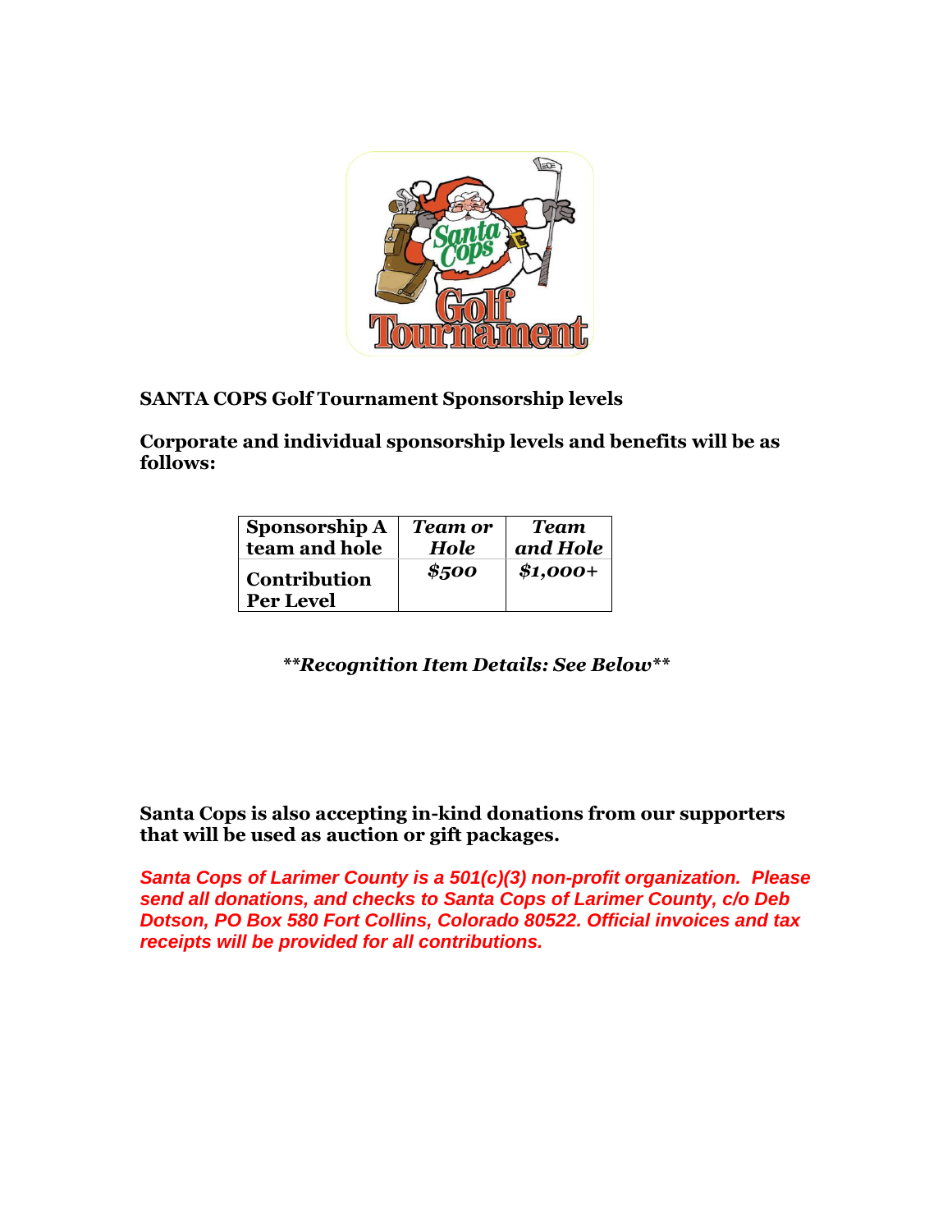**SANTA COPS Golf Tournament Sponsorship levels**

**Corporate and individual sponsorship levels and benefits will be as follows:**

| **Sponsorship A team and hole** | ***Team or Hole*** | ***Team and Hole*** |
|---|---|---|
| **Contribution Per Level** | ***$500*** | ***$1,000+*** |

***\*\*Recognition Item Details: See Below\*\****

**Santa Cops is also accepting in-kind donations from our supporters that will be used as auction or gift packages.**

***Santa Cops of Larimer County is a 501(c)(3) non-profit organization. Please send all donations, and checks to Santa Cops of Larimer County, c/o Deb Dotson, PO Box 580 Fort Collins, Colorado 80522. Official invoices and tax receipts will be provided for all contributions.***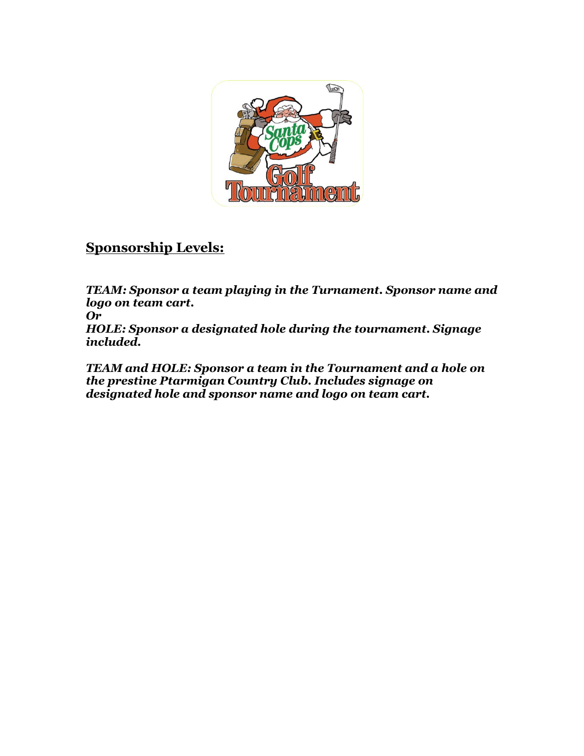## Sponsorship Levels:

***TEAM: Sponsor a team playing in the Turnament. Sponsor name and logo on team cart.***
***Or***
***HOLE: Sponsor a designated hole during the tournament. Signage included.***

***TEAM and HOLE: Sponsor a team in the Tournament and a hole on the prestine Ptarmigan Country Club. Includes signage on designated hole and sponsor name and logo on team cart.***